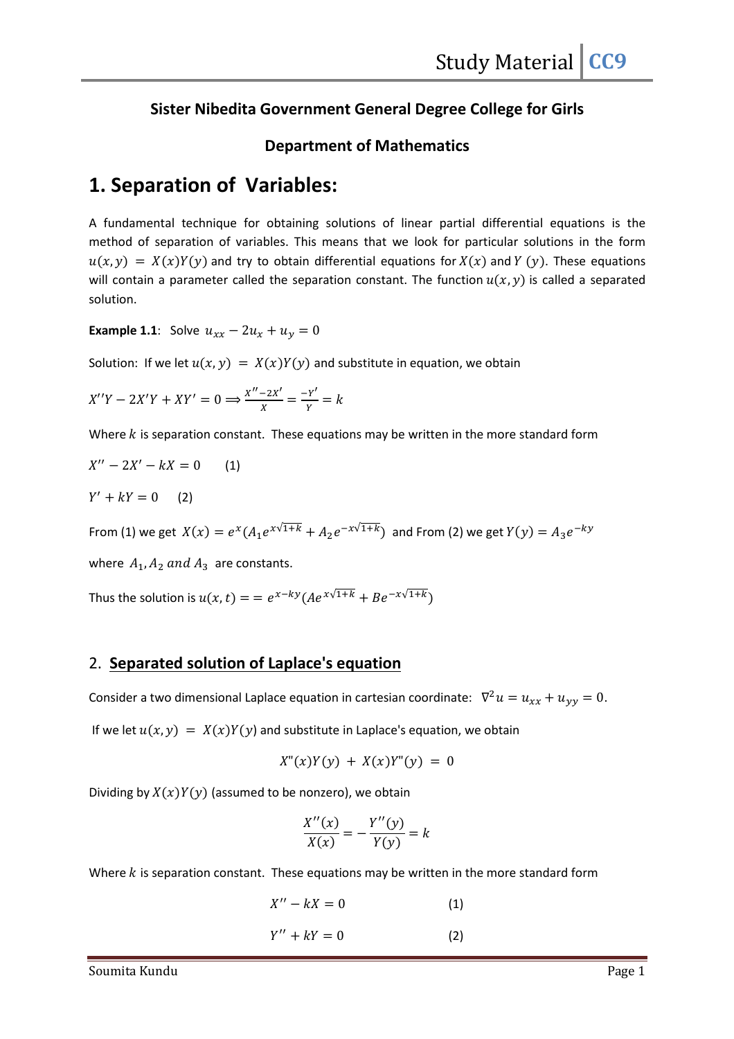**Sister Nibedita Government General Degree College for Girls**

**Department of Mathematics**

# 1. Separation of Variables:

A fundamental technique for obtaining solutions of linear partial differential equations is the method of separation of variables. This means that we look for particular solutions in the form $u(x,y) = X(x)Y(y)$ and try to obtain differential equations for $X(x)$ and $Y(y)$. These equations will contain a parameter called the separation constant. The function $u(x,y)$ is called a separated solution.

**Example 1.1**: Solve $u_{xx} - 2u_x + u_y = 0$

Solution: If we let $u(x,y) = X(x)Y(y)$ and substitute in equation, we obtain

$X''Y - 2X'Y + XY' = 0 \Longrightarrow \frac{X''-2X'}{X} = \frac{-Y'}{Y} = k$

Where $k$ is separation constant. These equations may be written in the more standard form

$X'' - 2X' - kX = 0 \qquad (1)$

$Y' + kY = 0 \qquad (2)$

From (1) we get $X(x) = e^{x}(A_1 e^{x\sqrt{1+k}} + A_2 e^{-x\sqrt{1+k}})$ and From (2) we get $Y(y) = A_3 e^{-ky}$

where $A_1, A_2$ and $A_3$ are constants.

Thus the solution is $u(x,t) == e^{x-ky}(Ae^{x\sqrt{1+k}} + Be^{-x\sqrt{1+k}})$

## 2. Separated solution of Laplace's equation

Consider a two dimensional Laplace equation in cartesian coordinate: $\nabla^2 u = u_{xx} + u_{yy} = 0$.

If we let $u(x,y) = X(x)Y(y)$ and substitute in Laplace's equation, we obtain

$$X''(x)Y(y) + X(x)Y''(y) = 0$$

Dividing by $X(x)Y(y)$ (assumed to be nonzero), we obtain

$$\frac{X''(x)}{X(x)} = -\frac{Y''(y)}{Y(y)} = k$$

Where $k$ is separation constant. These equations may be written in the more standard form

$$X'' - kX = 0 \qquad (1)$$

$$Y'' + kY = 0 \qquad (2)$$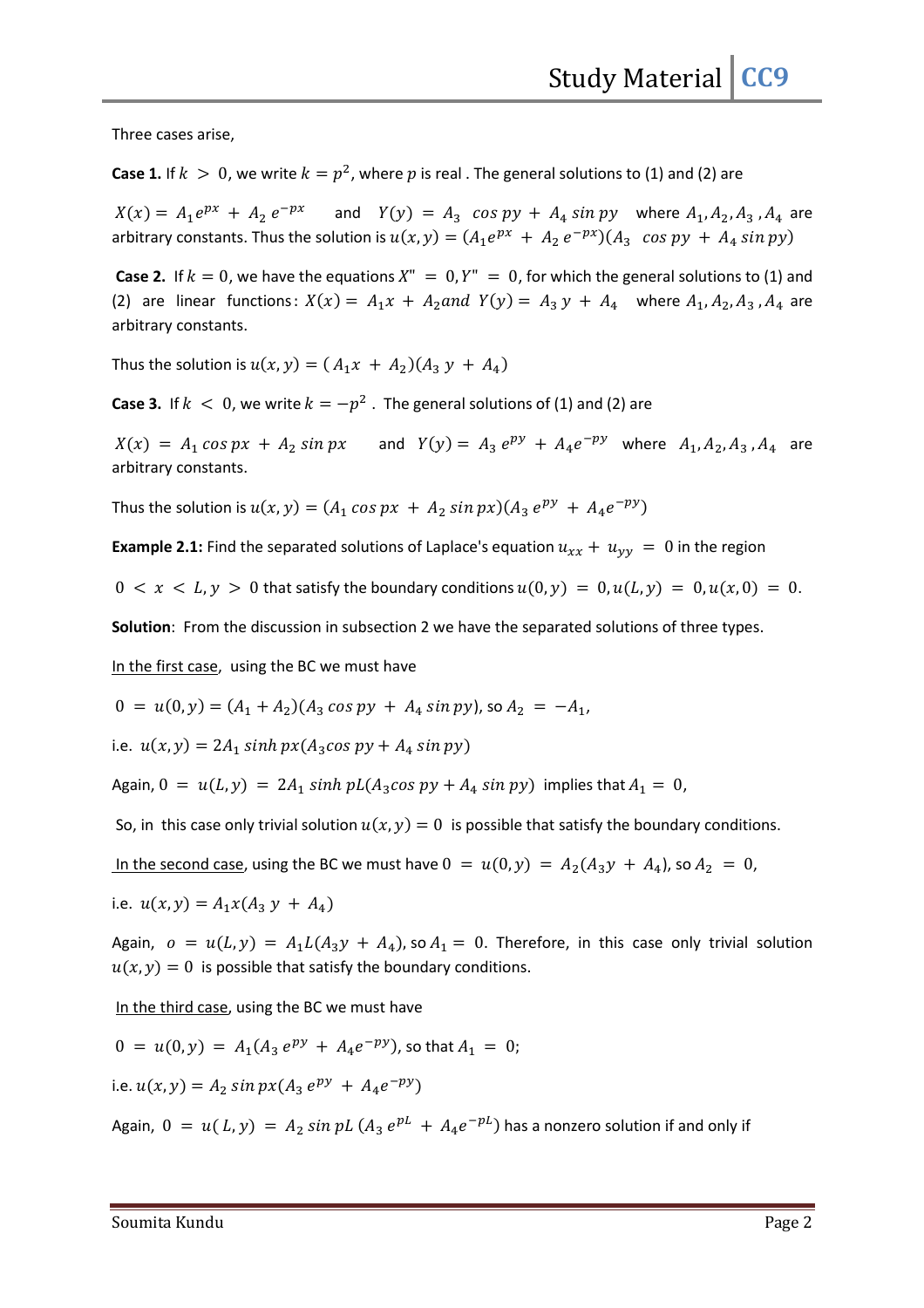Three cases arise,

**Case 1.** If $k > 0$, we write $k = p^2$, where $p$ is real . The general solutions to (1) and (2) are

$X(x) = A_1 e^{px} + A_2 e^{-px}$ and $Y(y) = A_3 \cos py + A_4 \sin py$ where $A_1, A_2, A_3, A_4$ are arbitrary constants. Thus the solution is $u(x, y) = (A_1 e^{px} + A_2 e^{-px})(A_3 \cos py + A_4 \sin py)$

**Case 2.** If $k = 0$, we have the equations $X'' = 0, Y'' = 0$, for which the general solutions to (1) and (2) are linear functions: $X(x) = A_1 x + A_2$ and $Y(y) = A_3 y + A_4$ where $A_1, A_2, A_3, A_4$ are arbitrary constants.

Thus the solution is $u(x, y) = (A_1 x + A_2)(A_3 y + A_4)$

**Case 3.** If $k < 0$, we write $k = -p^2$ . The general solutions of (1) and (2) are

$X(x) = A_1 \cos px + A_2 \sin px$ and $Y(y) = A_3 e^{py} + A_4 e^{-py}$ where $A_1, A_2, A_3, A_4$ are arbitrary constants.

Thus the solution is $u(x, y) = (A_1 \cos px + A_2 \sin px)(A_3 e^{py} + A_4 e^{-py})$

**Example 2.1:** Find the separated solutions of Laplace's equation $u_{xx} + u_{yy} = 0$ in the region

$0 < x < L, y > 0$ that satisfy the boundary conditions $u(0, y) = 0, u(L, y) = 0, u(x, 0) = 0$.

**Solution**: From the discussion in subsection 2 we have the separated solutions of three types.

In the first case, using the BC we must have

$0 = u(0, y) = (A_1 + A_2)(A_3 \cos py + A_4 \sin py)$, so $A_2 = -A_1$,

i.e. $u(x, y) = 2A_1 \sinh px(A_3 \cos py + A_4 \sin py)$

Again, $0 = u(L, y) = 2A_1 \sinh pL(A_3 \cos py + A_4 \sin py)$ implies that $A_1 = 0$,

So, in this case only trivial solution $u(x, y) = 0$ is possible that satisfy the boundary conditions.

In the second case, using the BC we must have $0 = u(0, y) = A_2(A_3 y + A_4)$, so $A_2 = 0$,

i.e. $u(x, y) = A_1 x(A_3 y + A_4)$

Again, $o = u(L, y) = A_1 L(A_3 y + A_4)$, so $A_1 = 0$. Therefore, in this case only trivial solution $u(x, y) = 0$ is possible that satisfy the boundary conditions.

In the third case, using the BC we must have

$0 = u(0, y) = A_1(A_3 e^{py} + A_4 e^{-py})$, so that $A_1 = 0$;

i.e. $u(x, y) = A_2 \sin px(A_3 e^{py} + A_4 e^{-py})$

Again, $0 = u(L, y) = A_2 \sin pL (A_3 e^{pL} + A_4 e^{-pL})$ has a nonzero solution if and only if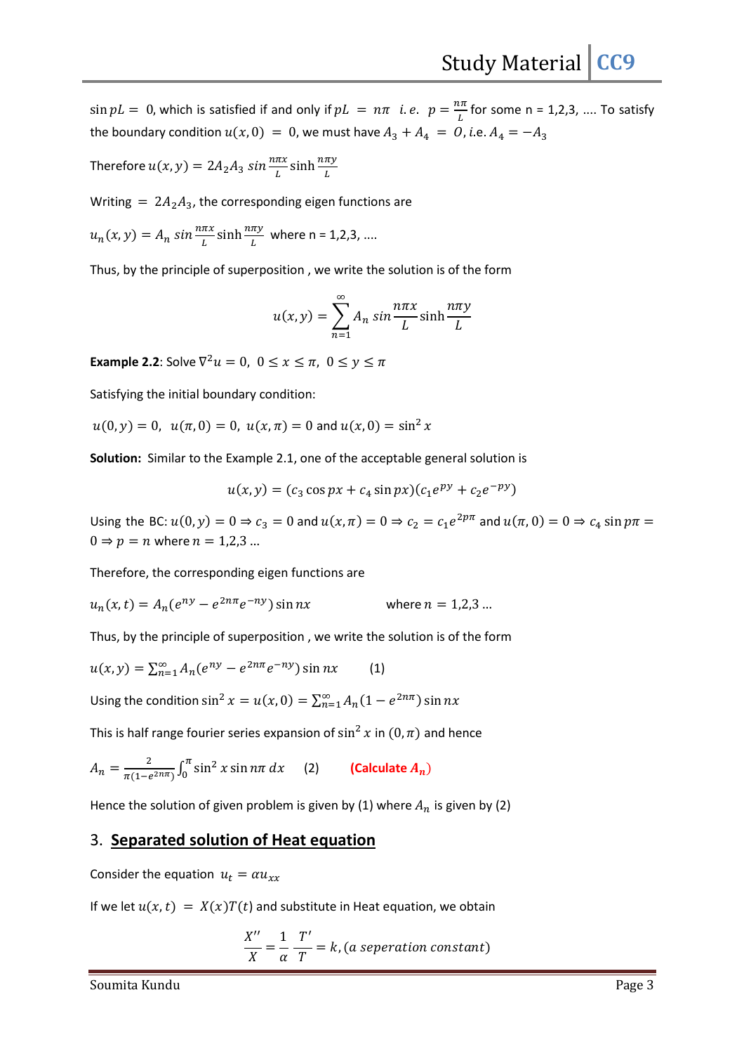$\sin pL = 0$, which is satisfied if and only if $pL = n\pi$ *i.e.* $p = \frac{n\pi}{L}$ for some n = 1,2,3, .... To satisfy the boundary condition $u(x, 0) = 0$, we must have $A_3 + A_4 = 0$, i.e. $A_4 = -A_3$

Therefore $u(x, y) = 2A_2A_3 \, sin\frac{n\pi x}{L} \sinh\frac{n\pi y}{L}$

Writing $= 2A_2A_3$, the corresponding eigen functions are

$u_n(x, y) = A_n \, sin\frac{n\pi x}{L} \sinh\frac{n\pi y}{L}$ where n = 1,2,3, ....

Thus, by the principle of superposition , we write the solution is of the form

$$u(x, y) = \sum_{n=1}^{\infty} A_n \, sin\frac{n\pi x}{L} \sinh\frac{n\pi y}{L}$$

**Example 2.2**: Solve $\nabla^2 u = 0, \; 0 \leq x \leq \pi, \; 0 \leq y \leq \pi$

Satisfying the initial boundary condition:

$u(0, y) = 0, \;\; u(\pi, 0) = 0, \;\; u(x, \pi) = 0$ and $u(x, 0) = \sin^2 x$

**Solution:** Similar to the Example 2.1, one of the acceptable general solution is

$$u(x, y) = (c_3 \cos px + c_4 \sin px)(c_1 e^{py} + c_2 e^{-py})$$

Using the BC: $u(0, y) = 0 \Rightarrow c_3 = 0$ and $u(x, \pi) = 0 \Rightarrow c_2 = c_1 e^{2p\pi}$ and $u(\pi, 0) = 0 \Rightarrow c_4 \sin p\pi = 0 \Rightarrow p = n$ where $n = 1,2,3 \ldots$

Therefore, the corresponding eigen functions are

$u_n(x, t) = A_n(e^{ny} - e^{2n\pi}e^{-ny}) \sin nx$ where $n = 1,2,3 \ldots$

Thus, by the principle of superposition , we write the solution is of the form

$u(x, y) = \sum_{n=1}^{\infty} A_n(e^{ny} - e^{2n\pi}e^{-ny}) \sin nx$ (1)

Using the condition $\sin^2 x = u(x, 0) = \sum_{n=1}^{\infty} A_n(1 - e^{2n\pi}) \sin nx$

This is half range fourier series expansion of $\sin^2 x$ in $(0, \pi)$ and hence

$A_n = \frac{2}{\pi(1-e^{2n\pi})} \int_0^{\pi} \sin^2 x \sin n\pi \, dx$ (2) **(Calculate $A_n$)**

Hence the solution of given problem is given by (1) where $A_n$ is given by (2)

## 3. <u>Separated solution of Heat equation</u>

Consider the equation $u_t = \alpha u_{xx}$

If we let $u(x, t) = X(x)T(t)$ and substitute in Heat equation, we obtain

$$\frac{X''}{X} = \frac{1}{\alpha}\frac{T'}{T} = k, (a \; seperation \; constant)$$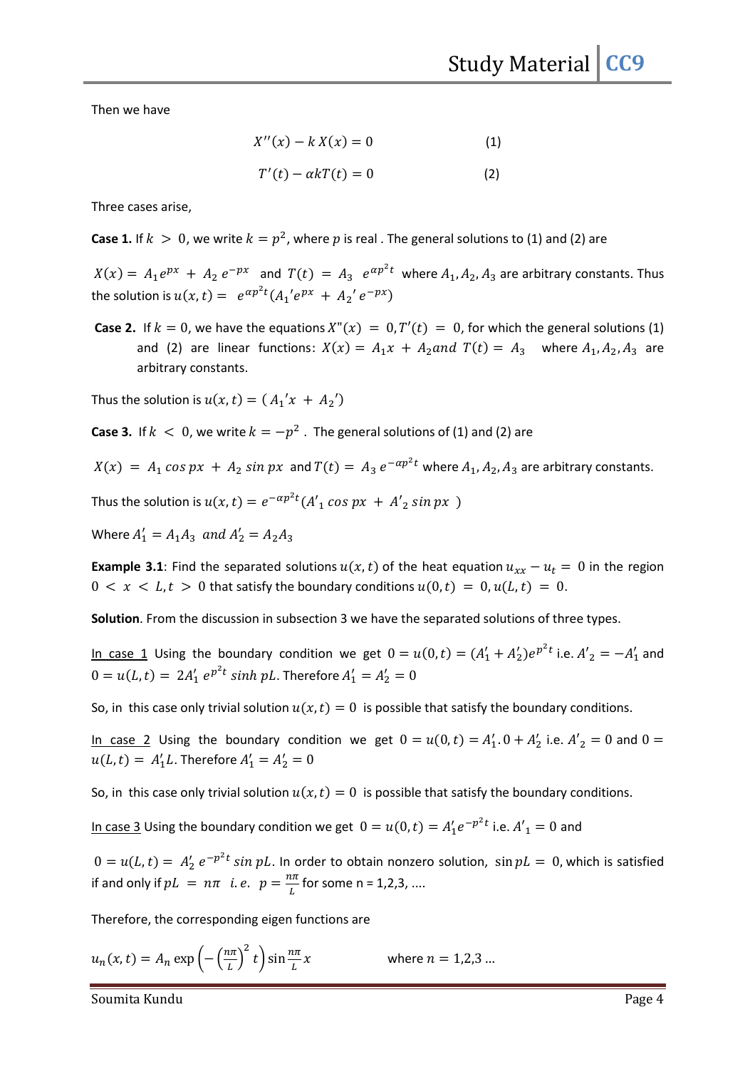Then we have

$$X''(x) - k\,X(x) = 0 \qquad (1)$$

$$T'(t) - \alpha k T(t) = 0 \qquad (2)$$

Three cases arise,

**Case 1.** If $k > 0$, we write $k = p^2$, where $p$ is real . The general solutions to (1) and (2) are

$X(x) = A_1 e^{px} + A_2\, e^{-px}$ and $T(t) = A_3\ e^{\alpha p^2 t}$ where $A_1, A_2, A_3$ are arbitrary constants. Thus the solution is $u(x,t) = e^{\alpha p^2 t}(A_1{}' e^{px} + A_2{}'\, e^{-px})$

**Case 2.** If $k = 0$, we have the equations $X''(x) = 0, T'(t) = 0$, for which the general solutions (1) and (2) are linear functions: $X(x) = A_1 x + A_2 and\ T(t) = A_3$ where $A_1, A_2, A_3$ are arbitrary constants.

Thus the solution is $u(x,t) = (A_1{}'x + A_2{}')$

**Case 3.** If $k < 0$, we write $k = -p^2$ . The general solutions of (1) and (2) are

$X(x) = A_1 \cos px + A_2 \sin px$ and $T(t) = A_3\, e^{-\alpha p^2 t}$ where $A_1, A_2, A_3$ are arbitrary constants.

Thus the solution is $u(x,t) = e^{-\alpha p^2 t}(A'_1 \cos px + A'_2 \sin px\ )$

Where $A_1' = A_1 A_3\ and\ A_2' = A_2 A_3$

**Example 3.1**: Find the separated solutions $u(x,t)$ of the heat equation $u_{xx} - u_t = 0$ in the region $0 < x < L, t > 0$ that satisfy the boundary conditions $u(0,t) = 0, u(L,t) = 0$.

**Solution**. From the discussion in subsection 3 we have the separated solutions of three types.

In case 1 Using the boundary condition we get $0 = u(0,t) = (A_1' + A_2')e^{p^2 t}$ i.e. $A'_2 = -A_1'$ and $0 = u(L,t) = 2A_1'\, e^{p^2 t} \sinh pL$. Therefore $A_1' = A_2' = 0$

So, in this case only trivial solution $u(x,t) = 0$ is possible that satisfy the boundary conditions.

In case 2 Using the boundary condition we get $0 = u(0,t) = A_1'.0 + A_2'$ i.e. $A'_2 = 0$ and $0 = u(L,t) = A_1' L$. Therefore $A_1' = A_2' = 0$

So, in this case only trivial solution $u(x,t) = 0$ is possible that satisfy the boundary conditions.

In case 3 Using the boundary condition we get $0 = u(0,t) = A_1' e^{-p^2 t}$ i.e. $A'_1 = 0$ and

$0 = u(L,t) = A_2'\, e^{-p^2 t} \sin pL$. In order to obtain nonzero solution, $\sin pL = 0$, which is satisfied if and only if $pL = n\pi\ \ i.e.\ \ p = \frac{n\pi}{L}$ for some n = 1,2,3, ....

Therefore, the corresponding eigen functions are

$$u_n(x,t) = A_n \exp\left(-\left(\frac{n\pi}{L}\right)^2 t\right) \sin\frac{n\pi}{L}x \qquad \text{where } n = 1,2,3\ldots$$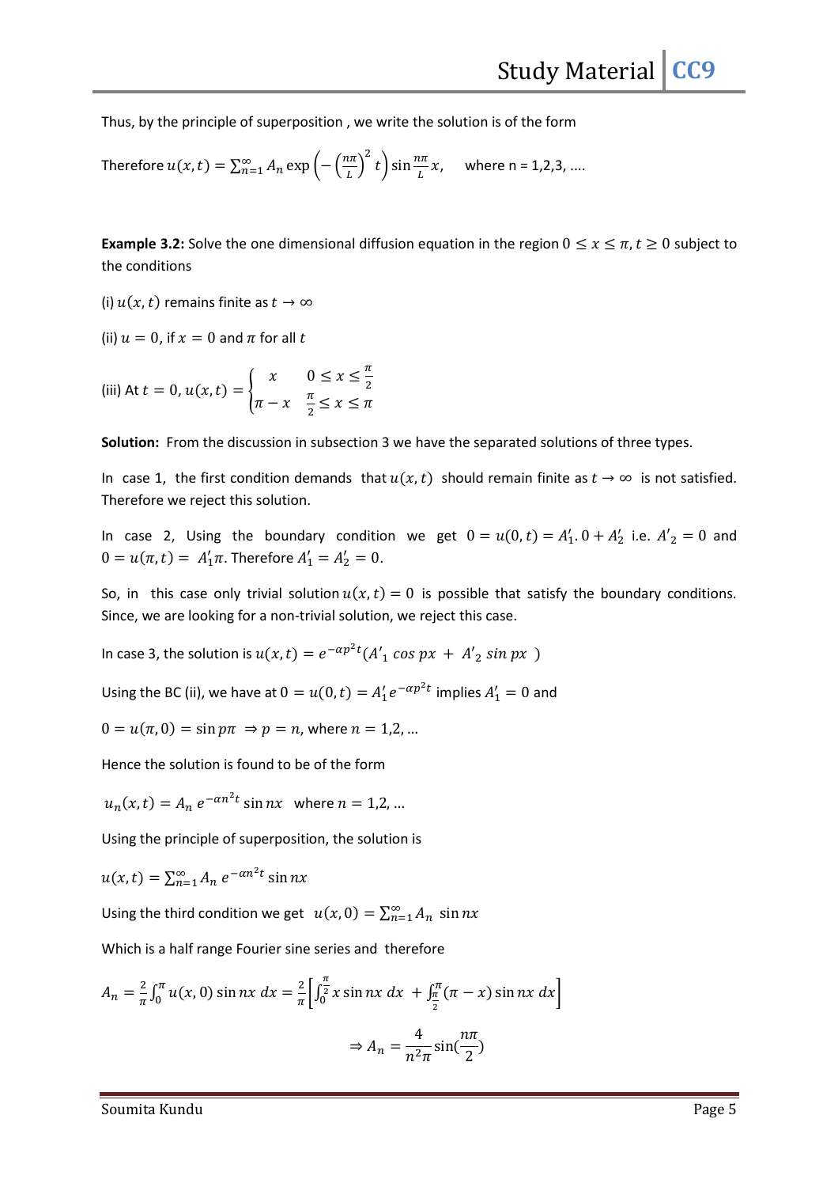Thus, by the principle of superposition , we write the solution is of the form

Therefore $u(x,t) = \sum_{n=1}^{\infty} A_n \exp\left(-\left(\frac{n\pi}{L}\right)^2 t\right) \sin\frac{n\pi}{L}x$,     where n = 1,2,3, ....

**Example 3.2:** Solve the one dimensional diffusion equation in the region $0 \le x \le \pi, t \ge 0$ subject to the conditions

(i) $u(x,t)$ remains finite as $t \to \infty$

(ii) $u = 0$, if $x = 0$ and $\pi$ for all $t$

(iii) At $t = 0$, $u(x,t) = \begin{cases} x & 0 \le x \le \frac{\pi}{2} \\ \pi - x & \frac{\pi}{2} \le x \le \pi \end{cases}$

**Solution:** From the discussion in subsection 3 we have the separated solutions of three types.

In case 1, the first condition demands that $u(x,t)$ should remain finite as $t \to \infty$ is not satisfied. Therefore we reject this solution.

In case 2, Using the boundary condition we get $0 = u(0,t) = A_1'.0 + A_2'$ i.e. $A'_2 = 0$ and $0 = u(\pi,t) = A_1'\pi$. Therefore $A_1' = A_2' = 0$.

So, in this case only trivial solution $u(x,t) = 0$ is possible that satisfy the boundary conditions. Since, we are looking for a non-trivial solution, we reject this case.

In case 3, the solution is $u(x,t) = e^{-\alpha p^2 t}(A'_1 \cos px + A'_2 \sin px)$

Using the BC (ii), we have at $0 = u(0,t) = A_1' e^{-\alpha p^2 t}$ implies $A_1' = 0$ and

$0 = u(\pi, 0) = \sin p\pi \Rightarrow p = n$, where $n = 1,2, \ldots$

Hence the solution is found to be of the form

$u_n(x,t) = A_n\, e^{-\alpha n^2 t} \sin nx$   where $n = 1,2, \ldots$

Using the principle of superposition, the solution is

$u(x,t) = \sum_{n=1}^{\infty} A_n\, e^{-\alpha n^2 t} \sin nx$

Using the third condition we get $u(x,0) = \sum_{n=1}^{\infty} A_n \sin nx$

Which is a half range Fourier sine series and therefore

$$A_n = \frac{2}{\pi}\int_0^{\pi} u(x,0) \sin nx\, dx = \frac{2}{\pi}\left[\int_0^{\frac{\pi}{2}} x \sin nx\, dx + \int_{\frac{\pi}{2}}^{\pi} (\pi - x) \sin nx\, dx\right]$$

$$\Rightarrow A_n = \frac{4}{n^2\pi}\sin(\frac{n\pi}{2})$$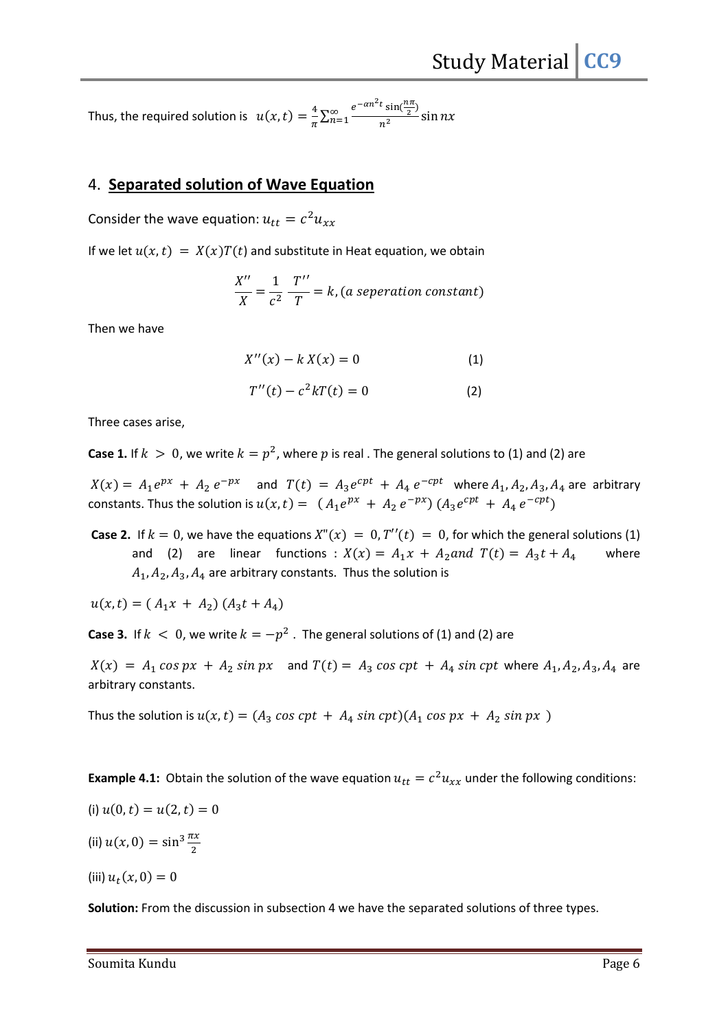Thus, the required solution is $u(x,t) = \frac{4}{\pi}\sum_{n=1}^{\infty} \frac{e^{-\alpha n^2 t}\sin(\frac{n\pi}{2})}{n^2}\sin nx$

## 4. Separated solution of Wave Equation

Consider the wave equation: $u_{tt} = c^2 u_{xx}$

If we let $u(x,t) = X(x)T(t)$ and substitute in Heat equation, we obtain

$$\frac{X''}{X} = \frac{1}{c^2}\frac{T''}{T} = k, (a\ seperation\ constant)$$

Then we have

$$X''(x) - k\,X(x) = 0 \qquad (1)$$

$$T''(t) - c^2 kT(t) = 0 \qquad (2)$$

Three cases arise,

**Case 1.** If $k > 0$, we write $k = p^2$, where $p$ is real . The general solutions to (1) and (2) are

$X(x) = A_1 e^{px} + A_2\, e^{-px}$ and $T(t) = A_3 e^{cpt} + A_4\, e^{-cpt}$ where $A_1, A_2, A_3, A_4$ are arbitrary constants. Thus the solution is $u(x,t) = (A_1 e^{px} + A_2\, e^{-px})\,(A_3 e^{cpt} + A_4\, e^{-cpt})$

**Case 2.** If $k = 0$, we have the equations $X''(x) = 0, T''(t) = 0$, for which the general solutions (1) and (2) are linear functions : $X(x) = A_1 x + A_2 and\ T(t) = A_3 t + A_4$ where $A_1, A_2, A_3, A_4$ are arbitrary constants. Thus the solution is

$u(x,t) = (A_1 x + A_2)\,(A_3 t + A_4)$

**Case 3.** If $k < 0$, we write $k = -p^2$ . The general solutions of (1) and (2) are

$X(x) = A_1 \cos px + A_2 \sin px$ and $T(t) = A_3 \cos cpt + A_4 \sin cpt$ where $A_1, A_2, A_3, A_4$ are arbitrary constants.

Thus the solution is $u(x,t) = (A_3 \cos cpt + A_4 \sin cpt)(A_1 \cos px + A_2 \sin px\ )$

**Example 4.1:** Obtain the solution of the wave equation $u_{tt} = c^2 u_{xx}$ under the following conditions:

(i) $u(0,t) = u(2,t) = 0$

(ii) $u(x,0) = \sin^3 \frac{\pi x}{2}$

(iii) $u_t(x,0) = 0$

**Solution:** From the discussion in subsection 4 we have the separated solutions of three types.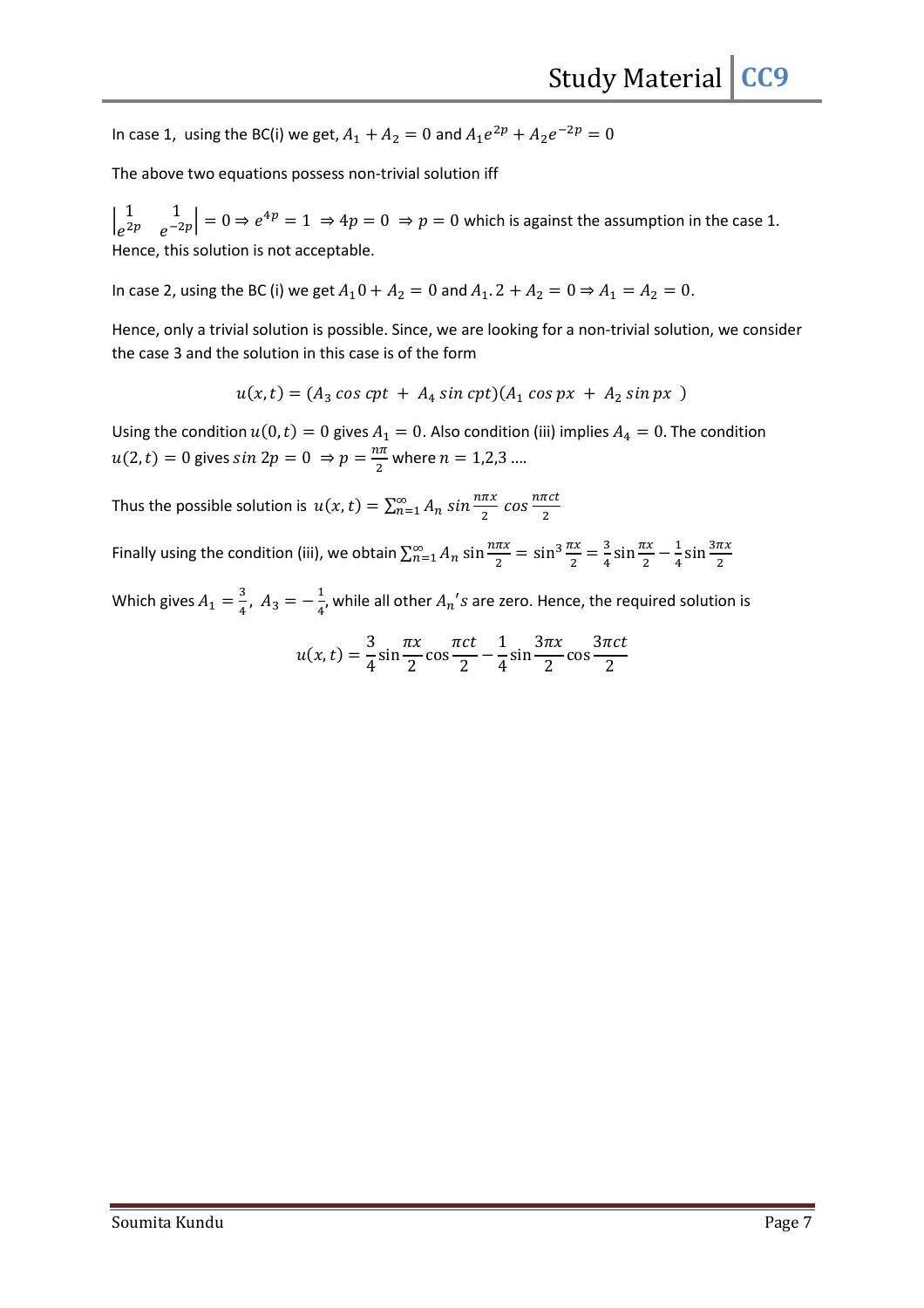In case 1, using the BC(i) we get, $A_1 + A_2 = 0$ and $A_1 e^{2p} + A_2 e^{-2p} = 0$

The above two equations possess non-trivial solution iff

$\begin{vmatrix} 1 & 1 \\ e^{2p} & e^{-2p} \end{vmatrix} = 0 \Rightarrow e^{4p} = 1 \Rightarrow 4p = 0 \Rightarrow p = 0$ which is against the assumption in the case 1. Hence, this solution is not acceptable.

In case 2, using the BC (i) we get $A_1 0 + A_2 = 0$ and $A_1 . 2 + A_2 = 0 \Rightarrow A_1 = A_2 = 0$.

Hence, only a trivial solution is possible. Since, we are looking for a non-trivial solution, we consider the case 3 and the solution in this case is of the form

$$u(x,t) = (A_3 \cos cpt + A_4 \sin cpt)(A_1 \cos px + A_2 \sin px)$$

Using the condition $u(0,t) = 0$ gives $A_1 = 0$. Also condition (iii) implies $A_4 = 0$. The condition $u(2,t) = 0$ gives $\sin 2p = 0 \Rightarrow p = \frac{n\pi}{2}$ where $n = 1,2,3 \ldots$

Thus the possible solution is $u(x,t) = \sum_{n=1}^{\infty} A_n \sin\frac{n\pi x}{2} \cos\frac{n\pi ct}{2}$

Finally using the condition (iii), we obtain $\sum_{n=1}^{\infty} A_n \sin\frac{n\pi x}{2} = \sin^3\frac{\pi x}{2} = \frac{3}{4}\sin\frac{\pi x}{2} - \frac{1}{4}\sin\frac{3\pi x}{2}$

Which gives $A_1 = \frac{3}{4}$, $A_3 = -\frac{1}{4}$, while all other $A_n's$ are zero. Hence, the required solution is

$$u(x,t) = \frac{3}{4}\sin\frac{\pi x}{2}\cos\frac{\pi ct}{2} - \frac{1}{4}\sin\frac{3\pi x}{2}\cos\frac{3\pi ct}{2}$$